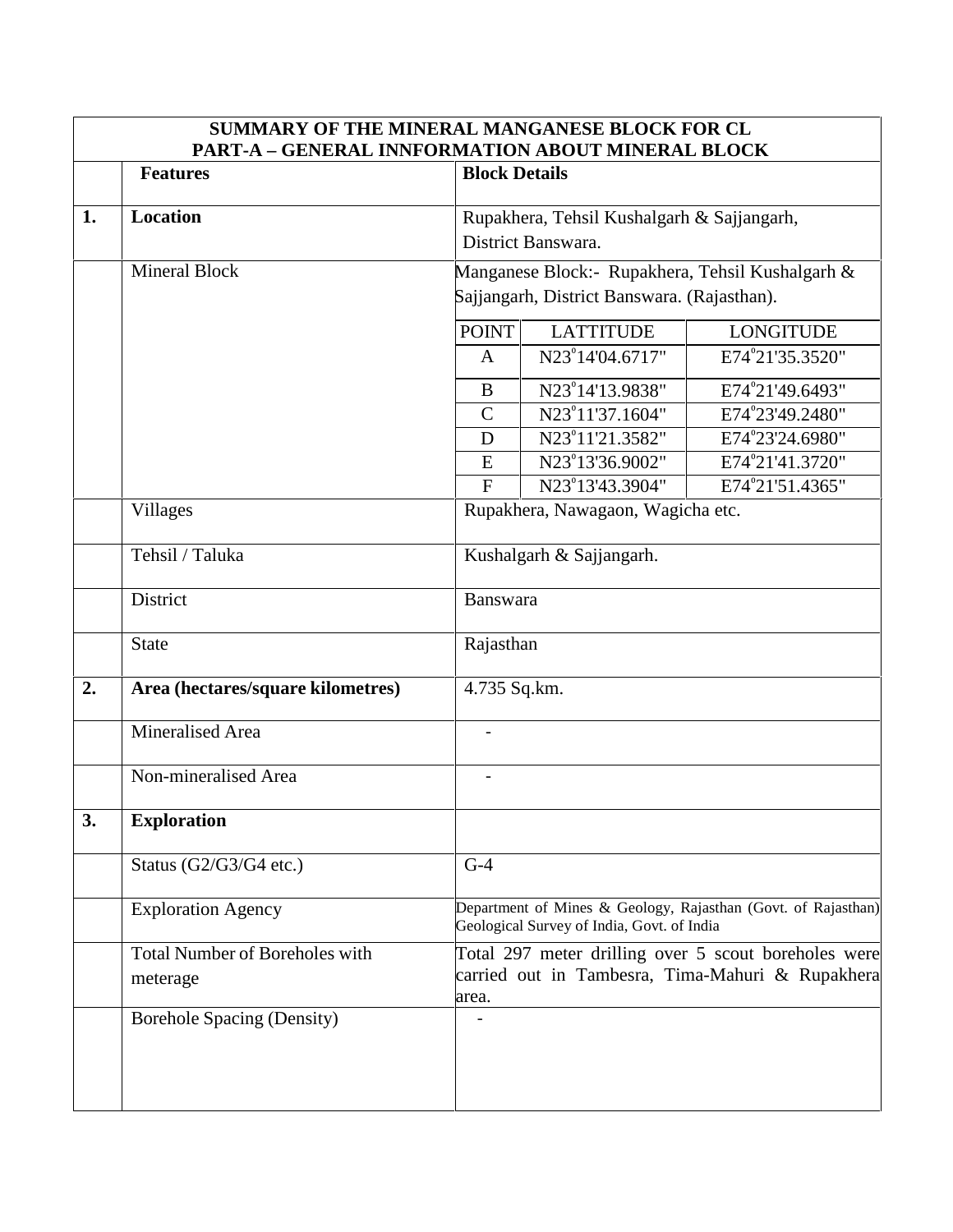# SUMMARY OF THE MINERAL MANGANESE BLOCK FOR CL

## PART-A – GENERAL INNFORMATION ABOUT MINERAL BLOCK

| | Features | Block Details | | |
|---|---|---|---|---|
| **1.** | **Location** | Rupakhera, Tehsil Kushalgarh & Sajjangarh, District Banswara. | | |
| | Mineral Block | Manganese Block:- Rupakhera, Tehsil Kushalgarh & Sajjangarh, District Banswara. (Rajasthan). | | |
| | | POINT | LATTITUDE | LONGITUDE |
| | | A | N23°14'04.6717" | E74°21'35.3520" |
| | | B | N23°14'13.9838" | E74°21'49.6493" |
| | | C | N23°11'37.1604" | E74°23'49.2480" |
| | | D | N23°11'21.3582" | E74°23'24.6980" |
| | | E | N23°13'36.9002" | E74°21'41.3720" |
| | | F | N23°13'43.3904" | E74°21'51.4365" |
| | Villages | Rupakhera, Nawagaon, Wagicha etc. | | |
| | Tehsil / Taluka | Kushalgarh & Sajjangarh. | | |
| | District | Banswara | | |
| | State | Rajasthan | | |
| **2.** | **Area (hectares/square kilometres)** | 4.735 Sq.km. | | |
| | Mineralised Area | - | | |
| | Non-mineralised Area | - | | |
| **3.** | **Exploration** | | | |
| | Status (G2/G3/G4 etc.) | G-4 | | |
| | Exploration Agency | Department of Mines & Geology, Rajasthan (Govt. of Rajasthan) Geological Survey of India, Govt. of India | | |
| | Total Number of Boreholes with meterage | Total 297 meter drilling over 5 scout boreholes were carried out in Tambesra, Tima-Mahuri & Rupakhera area. | | |
| | Borehole Spacing (Density) | - | | |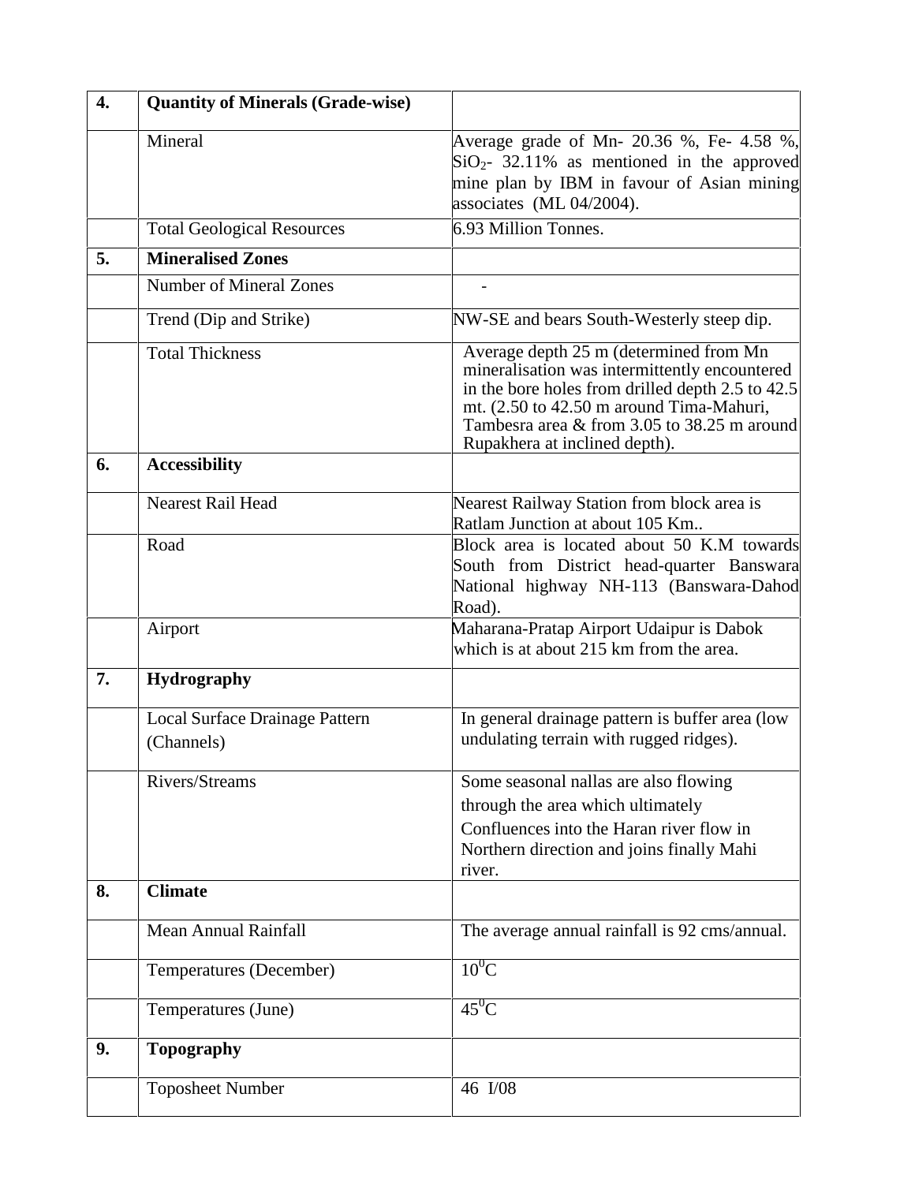| | | |
|---|---|---|
| **4.** | **Quantity of Minerals (Grade-wise)** | |
| | Mineral | Average grade of Mn- 20.36 %, Fe- 4.58 %, $SiO_2$- 32.11% as mentioned in the approved mine plan by IBM in favour of Asian mining associates (ML 04/2004). |
| | Total Geological Resources | 6.93 Million Tonnes. |
| **5.** | **Mineralised Zones** | |
| | Number of Mineral Zones | - |
| | Trend (Dip and Strike) | NW-SE and bears South-Westerly steep dip. |
| | Total Thickness | Average depth 25 m (determined from Mn mineralisation was intermittently encountered in the bore holes from drilled depth 2.5 to 42.5 mt. (2.50 to 42.50 m around Tima-Mahuri, Tambesra area & from 3.05 to 38.25 m around Rupakhera at inclined depth). |
| **6.** | **Accessibility** | |
| | Nearest Rail Head | Nearest Railway Station from block area is Ratlam Junction at about 105 Km.. |
| | Road | Block area is located about 50 K.M towards South from District head-quarter Banswara National highway NH-113 (Banswara-Dahod Road). |
| | Airport | Maharana-Pratap Airport Udaipur is Dabok which is at about 215 km from the area. |
| **7.** | **Hydrography** | |
| | Local Surface Drainage Pattern (Channels) | In general drainage pattern is buffer area (low undulating terrain with rugged ridges). |
| | Rivers/Streams | Some seasonal nallas are also flowing through the area which ultimately Confluences into the Haran river flow in Northern direction and joins finally Mahi river. |
| **8.** | **Climate** | |
| | Mean Annual Rainfall | The average annual rainfall is 92 cms/annual. |
| | Temperatures (December) | $10^0$C |
| | Temperatures (June) | $45^0$C |
| **9.** | **Topography** | |
| | Toposheet Number | 46 I/08 |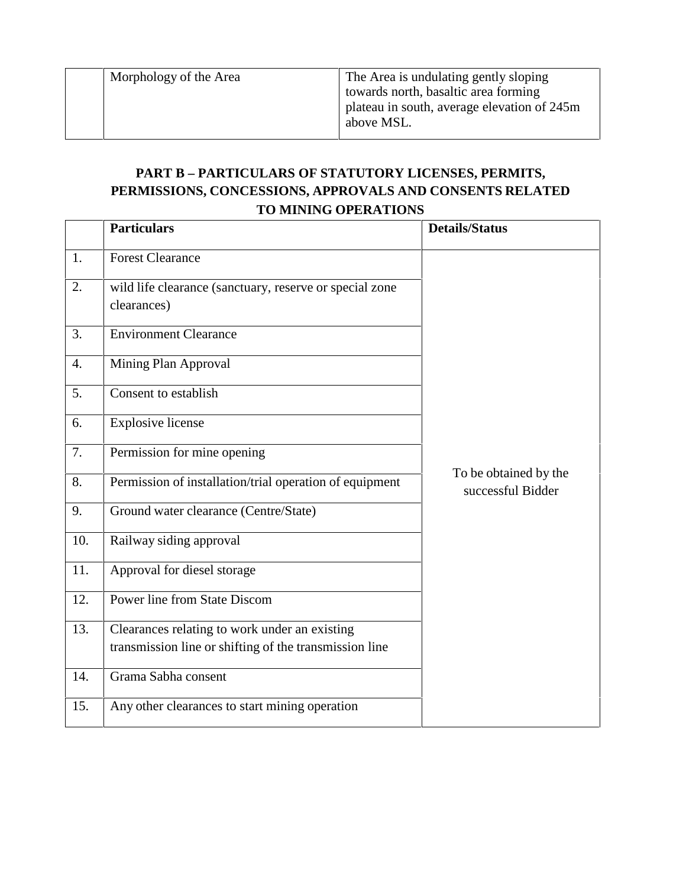|  | Morphology of the Area | The Area is undulating gently sloping towards north, basaltic area forming plateau in south, average elevation of 245m above MSL. |
|---|---|---|

## PART B – PARTICULARS OF STATUTORY LICENSES, PERMITS, PERMISSIONS, CONCESSIONS, APPROVALS AND CONSENTS RELATED TO MINING OPERATIONS

|  | **Particulars** | **Details/Status** |
|---|---|---|
| 1. | Forest Clearance | To be obtained by the successful Bidder |
| 2. | wild life clearance (sanctuary, reserve or special zone clearances) | |
| 3. | Environment Clearance | |
| 4. | Mining Plan Approval | |
| 5. | Consent to establish | |
| 6. | Explosive license | |
| 7. | Permission for mine opening | |
| 8. | Permission of installation/trial operation of equipment | |
| 9. | Ground water clearance (Centre/State) | |
| 10. | Railway siding approval | |
| 11. | Approval for diesel storage | |
| 12. | Power line from State Discom | |
| 13. | Clearances relating to work under an existing transmission line or shifting of the transmission line | |
| 14. | Grama Sabha consent | |
| 15. | Any other clearances to start mining operation | |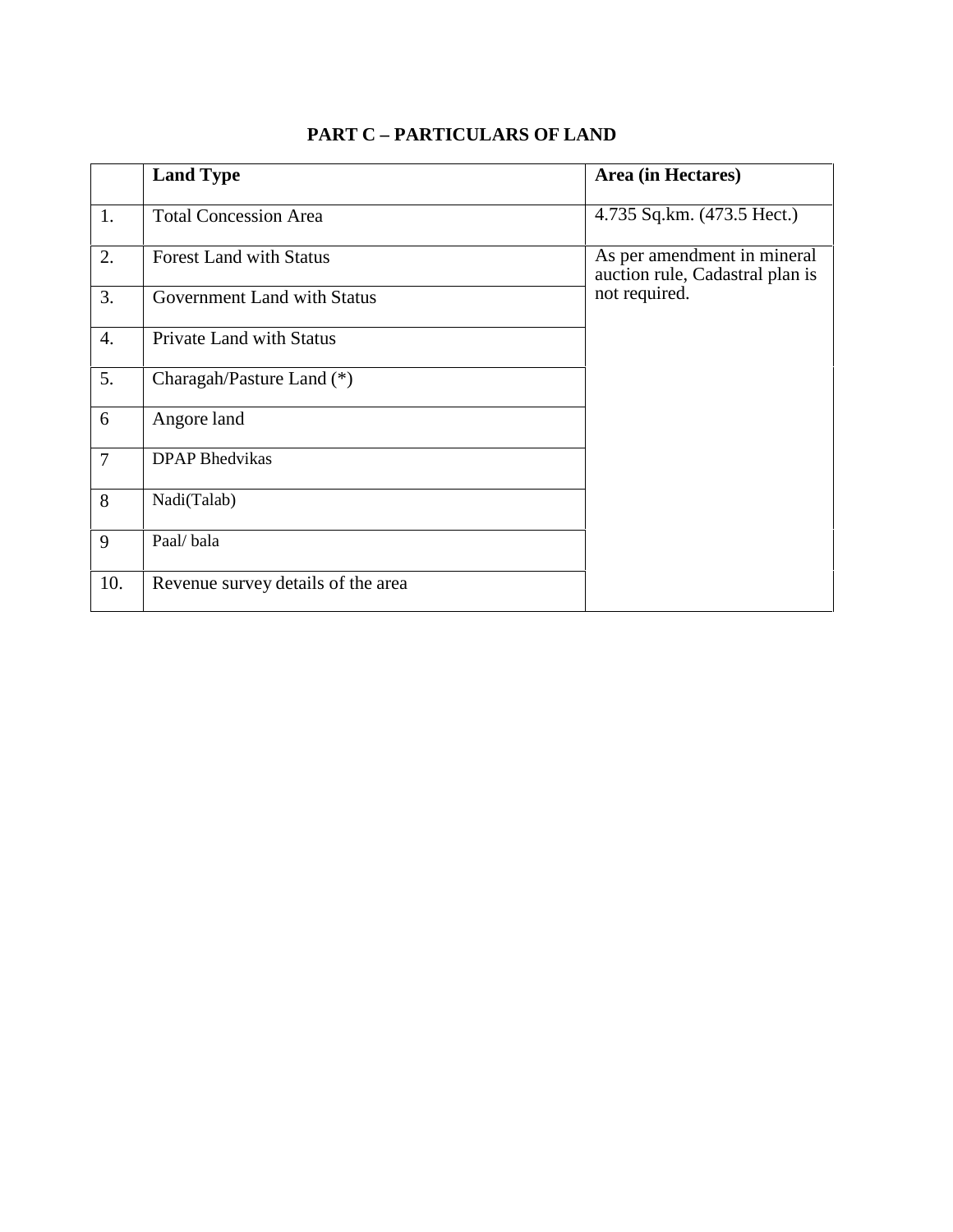## PART C – PARTICULARS OF LAND

| | Land Type | Area (in Hectares) |
|---|---|---|
| 1. | Total Concession Area | 4.735 Sq.km. (473.5 Hect.) |
| 2. | Forest Land with Status | As per amendment in mineral auction rule, Cadastral plan is not required. |
| 3. | Government Land with Status | |
| 4. | Private Land with Status | |
| 5. | Charagah/Pasture Land (*) | |
| 6 | Angore land | |
| 7 | DPAP Bhedvikas | |
| 8 | Nadi(Talab) | |
| 9 | Paal/ bala | |
| 10. | Revenue survey details of the area | |